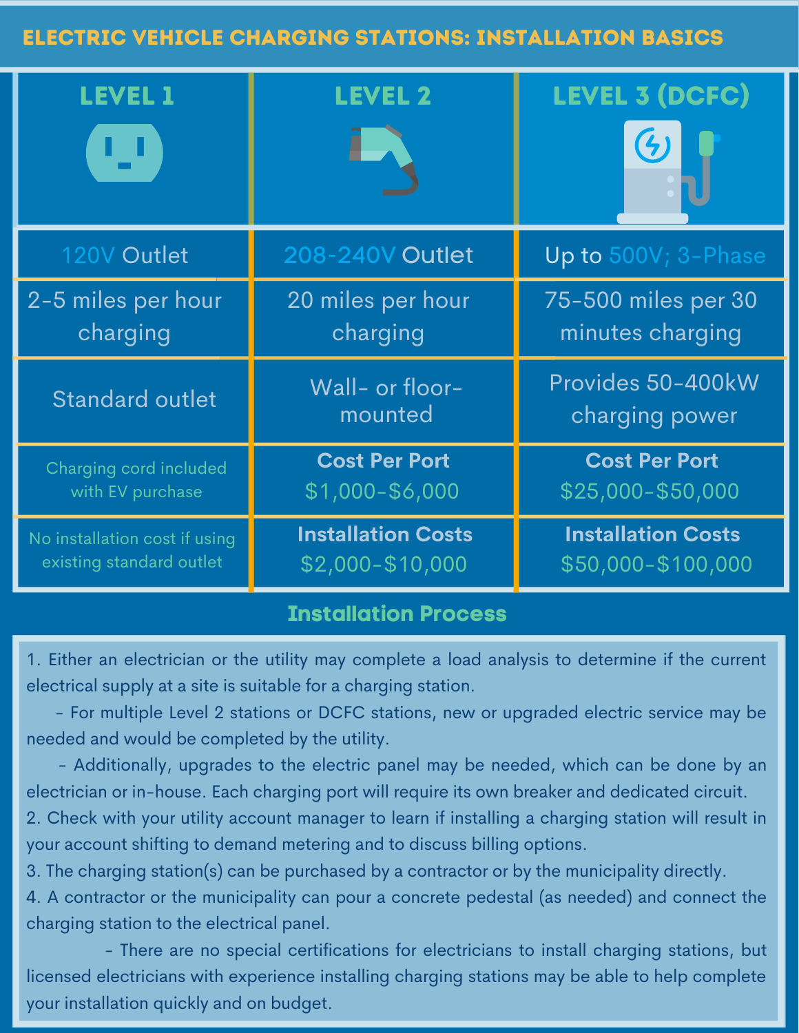# ELECTRIC VEHICLE CHARGING STATIONS: INSTALLATION BASICS

| LEVEL 1 | LEVEL 2 | LEVEL 3 (DCFC) |
|---|---|---|
| 120V Outlet | 208-240V Outlet | Up to 500V; 3-Phase |
| 2-5 miles per hour charging | 20 miles per hour charging | 75-500 miles per 30 minutes charging |
| Standard outlet | Wall- or floor-mounted | Provides 50-400kW charging power |
| Charging cord included with EV purchase | **Cost Per Port** $1,000-$6,000 | **Cost Per Port** $25,000-$50,000 |
| No installation cost if using existing standard outlet | **Installation Costs** $2,000-$10,000 | **Installation Costs** $50,000-$100,000 |

## Installation Process

1. Either an electrician or the utility may complete a load analysis to determine if the current electrical supply at a site is suitable for a charging station.
   - For multiple Level 2 stations or DCFC stations, new or upgraded electric service may be needed and would be completed by the utility.
   - Additionally, upgrades to the electric panel may be needed, which can be done by an electrician or in-house. Each charging port will require its own breaker and dedicated circuit.
2. Check with your utility account manager to learn if installing a charging station will result in your account shifting to demand metering and to discuss billing options.
3. The charging station(s) can be purchased by a contractor or by the municipality directly.
4. A contractor or the municipality can pour a concrete pedestal (as needed) and connect the charging station to the electrical panel.
   - There are no special certifications for electricians to install charging stations, but licensed electricians with experience installing charging stations may be able to help complete your installation quickly and on budget.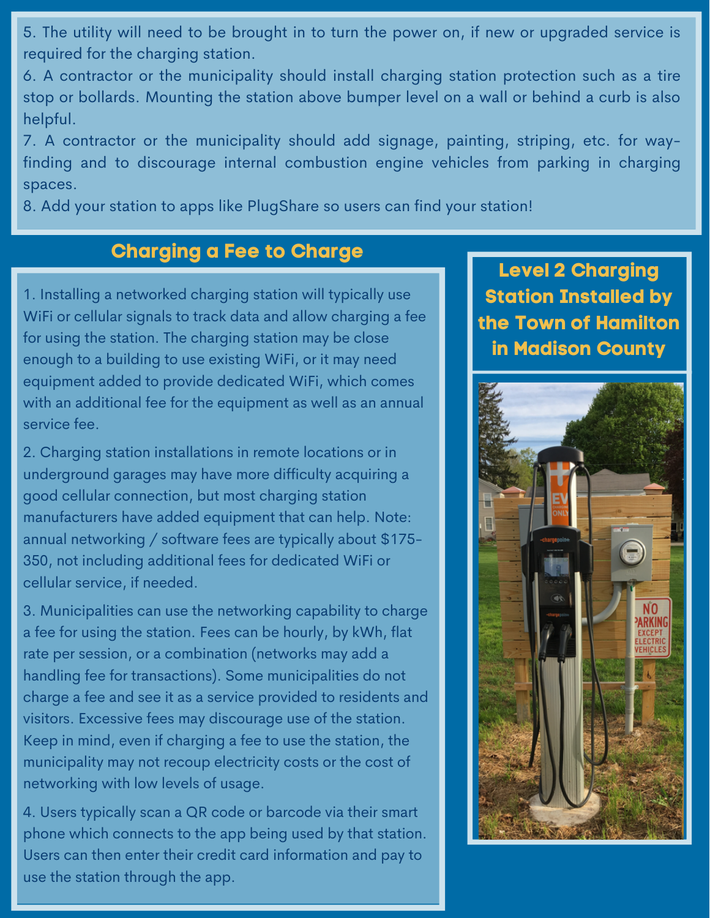5. The utility will need to be brought in to turn the power on, if new or upgraded service is required for the charging station.
6. A contractor or the municipality should install charging station protection such as a tire stop or bollards. Mounting the station above bumper level on a wall or behind a curb is also helpful.
7. A contractor or the municipality should add signage, painting, striping, etc. for way-finding and to discourage internal combustion engine vehicles from parking in charging spaces.
8. Add your station to apps like PlugShare so users can find your station!

## Charging a Fee to Charge

1. Installing a networked charging station will typically use WiFi or cellular signals to track data and allow charging a fee for using the station. The charging station may be close enough to a building to use existing WiFi, or it may need equipment added to provide dedicated WiFi, which comes with an additional fee for the equipment as well as an annual service fee.

2. Charging station installations in remote locations or in underground garages may have more difficulty acquiring a good cellular connection, but most charging station manufacturers have added equipment that can help. Note: annual networking / software fees are typically about $175-350, not including additional fees for dedicated WiFi or cellular service, if needed.

3. Municipalities can use the networking capability to charge a fee for using the station. Fees can be hourly, by kWh, flat rate per session, or a combination (networks may add a handling fee for transactions). Some municipalities do not charge a fee and see it as a service provided to residents and visitors. Excessive fees may discourage use of the station. Keep in mind, even if charging a fee to use the station, the municipality may not recoup electricity costs or the cost of networking with low levels of usage.

4. Users typically scan a QR code or barcode via their smart phone which connects to the app being used by that station. Users can then enter their credit card information and pay to use the station through the app.

## Level 2 Charging Station Installed by the Town of Hamilton in Madison County